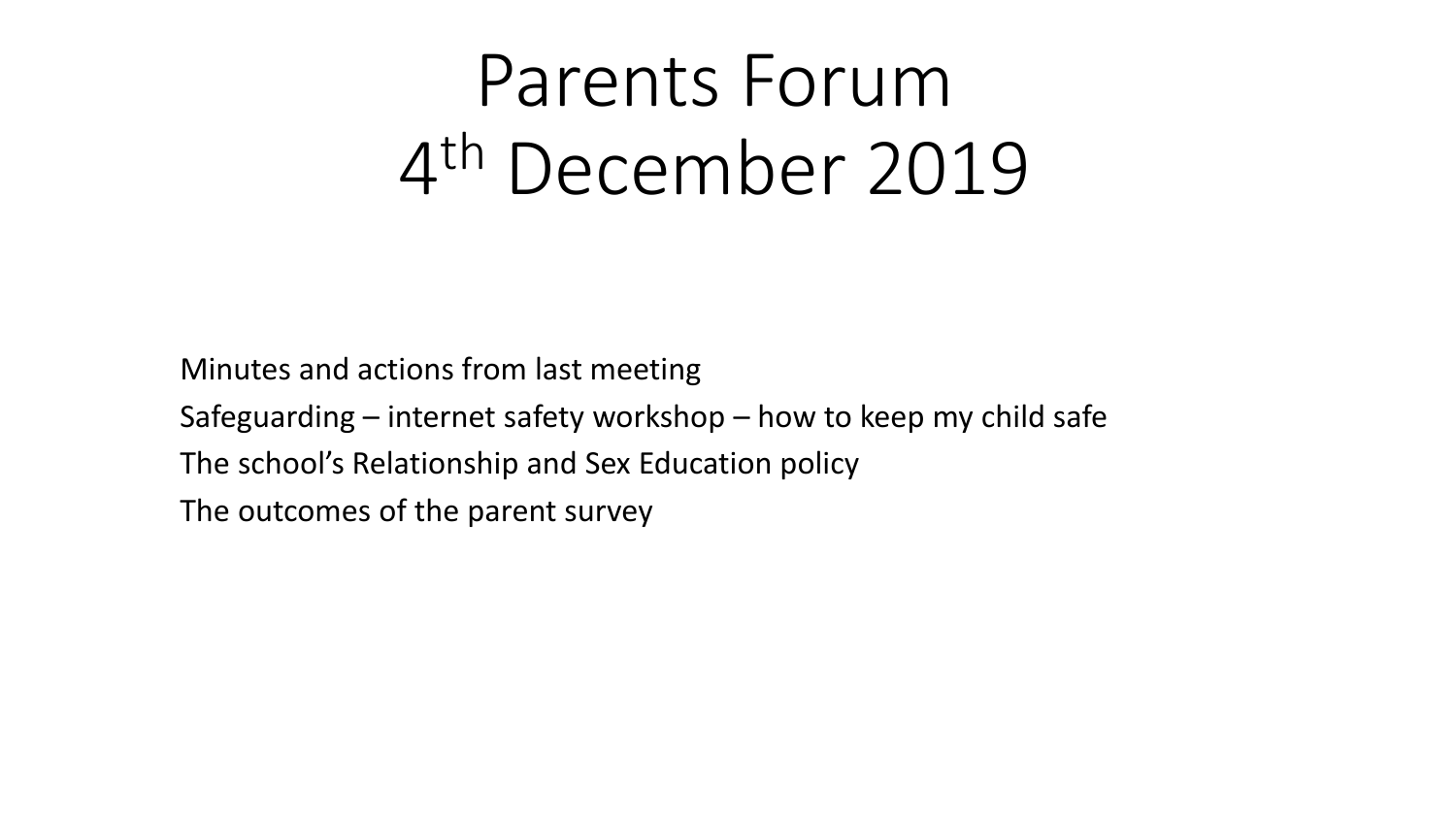# Parents Forum
# 4th December 2019

Minutes and actions from last meeting

Safeguarding – internet safety workshop – how to keep my child safe

The school's Relationship and Sex Education policy

The outcomes of the parent survey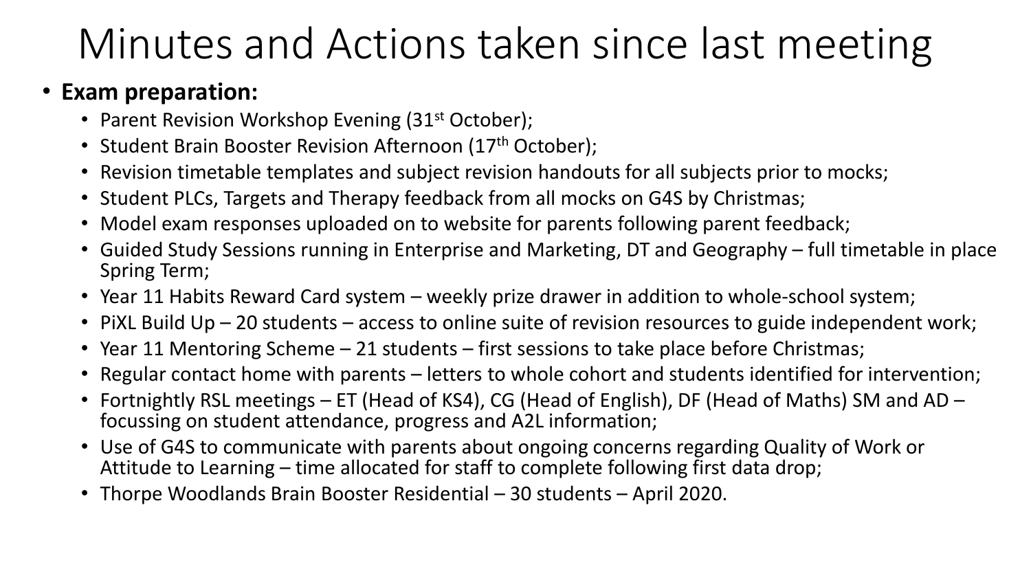# Minutes and Actions taken since last meeting

- **Exam preparation:**
  - Parent Revision Workshop Evening (31st October);
  - Student Brain Booster Revision Afternoon (17th October);
  - Revision timetable templates and subject revision handouts for all subjects prior to mocks;
  - Student PLCs, Targets and Therapy feedback from all mocks on G4S by Christmas;
  - Model exam responses uploaded on to website for parents following parent feedback;
  - Guided Study Sessions running in Enterprise and Marketing, DT and Geography – full timetable in place Spring Term;
  - Year 11 Habits Reward Card system – weekly prize drawer in addition to whole-school system;
  - PiXL Build Up – 20 students – access to online suite of revision resources to guide independent work;
  - Year 11 Mentoring Scheme – 21 students – first sessions to take place before Christmas;
  - Regular contact home with parents – letters to whole cohort and students identified for intervention;
  - Fortnightly RSL meetings – ET (Head of KS4), CG (Head of English), DF (Head of Maths) SM and AD – focussing on student attendance, progress and A2L information;
  - Use of G4S to communicate with parents about ongoing concerns regarding Quality of Work or Attitude to Learning – time allocated for staff to complete following first data drop;
  - Thorpe Woodlands Brain Booster Residential – 30 students – April 2020.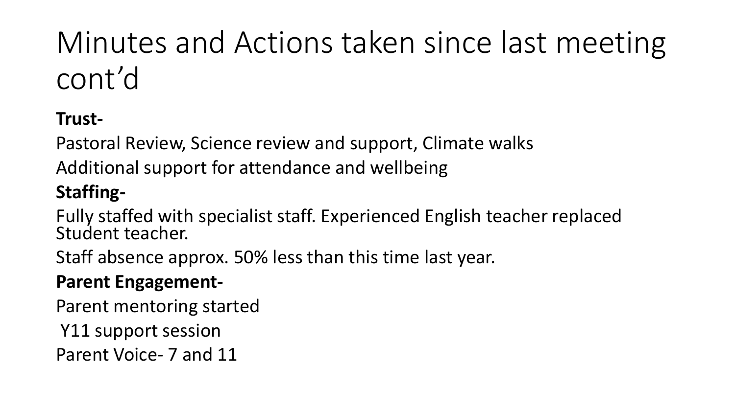# Minutes and Actions taken since last meeting cont'd

**Trust-**

Pastoral Review, Science review and support, Climate walks

Additional support for attendance and wellbeing

**Staffing-**

Fully staffed with specialist staff. Experienced English teacher replaced Student teacher.

Staff absence approx. 50% less than this time last year.

**Parent Engagement-**

Parent mentoring started

Y11 support session

Parent Voice- 7 and 11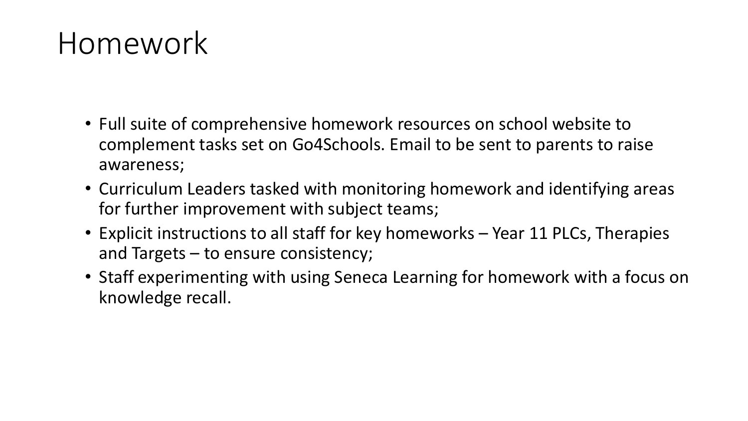# Homework

- Full suite of comprehensive homework resources on school website to complement tasks set on Go4Schools. Email to be sent to parents to raise awareness;
- Curriculum Leaders tasked with monitoring homework and identifying areas for further improvement with subject teams;
- Explicit instructions to all staff for key homeworks – Year 11 PLCs, Therapies and Targets – to ensure consistency;
- Staff experimenting with using Seneca Learning for homework with a focus on knowledge recall.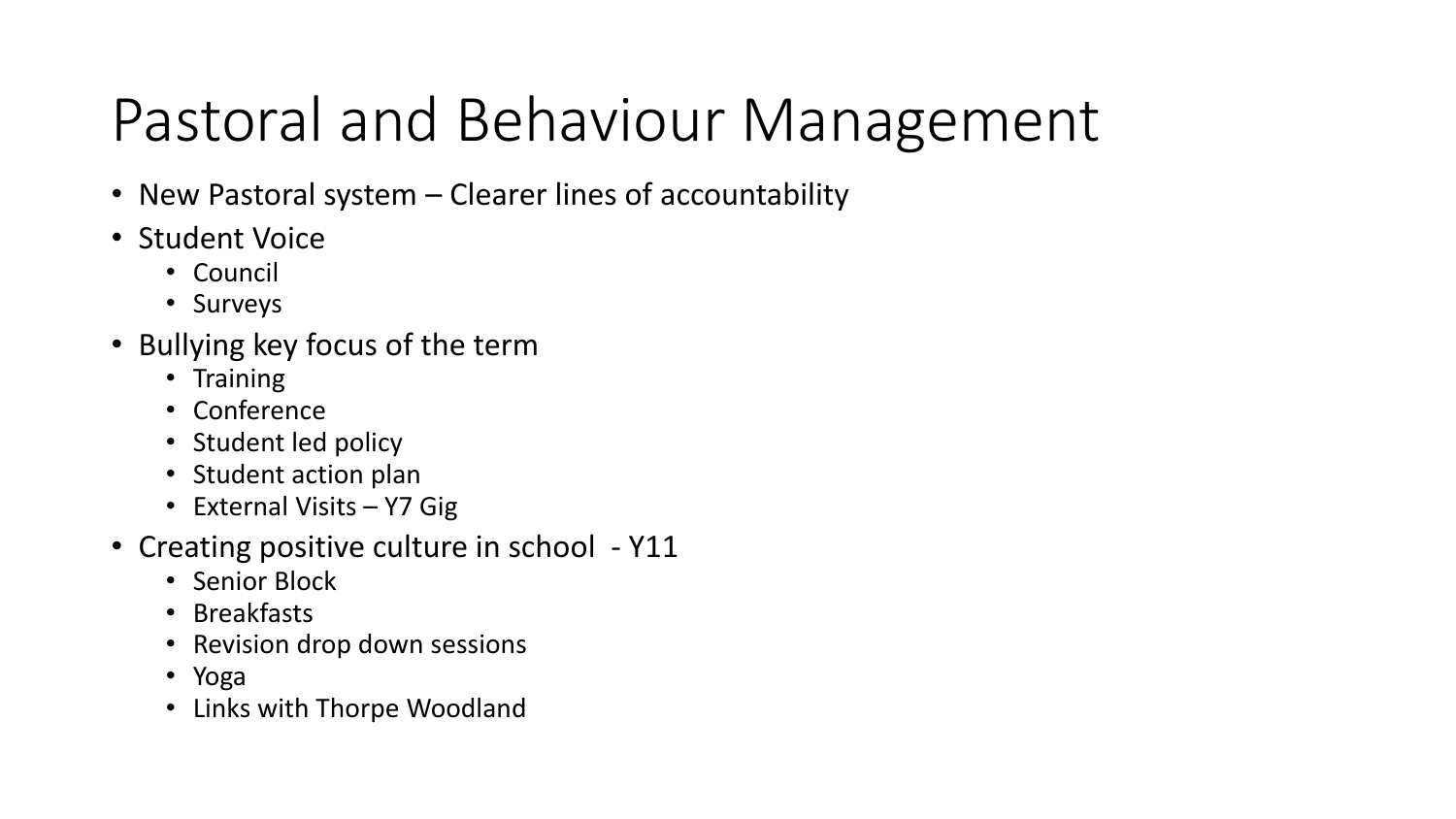# Pastoral and Behaviour Management

- New Pastoral system – Clearer lines of accountability
- Student Voice
  - Council
  - Surveys
- Bullying key focus of the term
  - Training
  - Conference
  - Student led policy
  - Student action plan
  - External Visits – Y7 Gig
- Creating positive culture in school - Y11
  - Senior Block
  - Breakfasts
  - Revision drop down sessions
  - Yoga
  - Links with Thorpe Woodland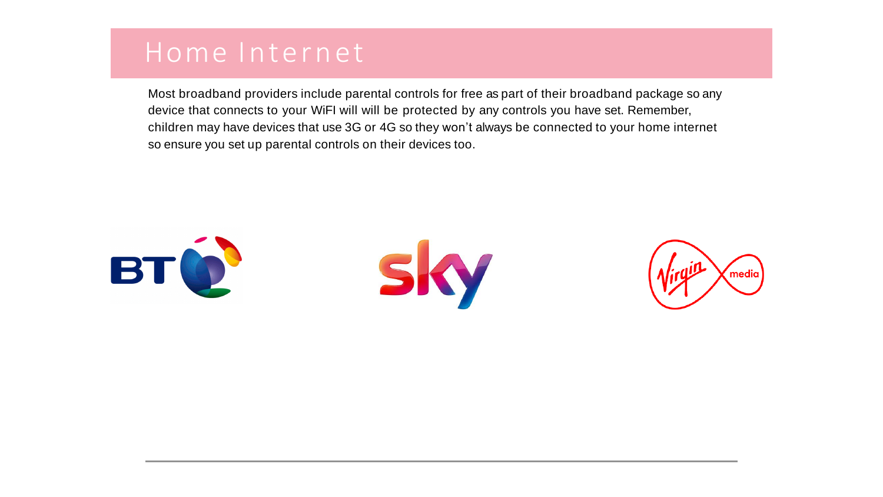# Home Internet

Most broadband providers include parental controls for free as part of their broadband package so any device that connects to your WiFI will will be protected by any controls you have set. Remember, children may have devices that use 3G or 4G so they won't always be connected to your home internet so ensure you set up parental controls on their devices too.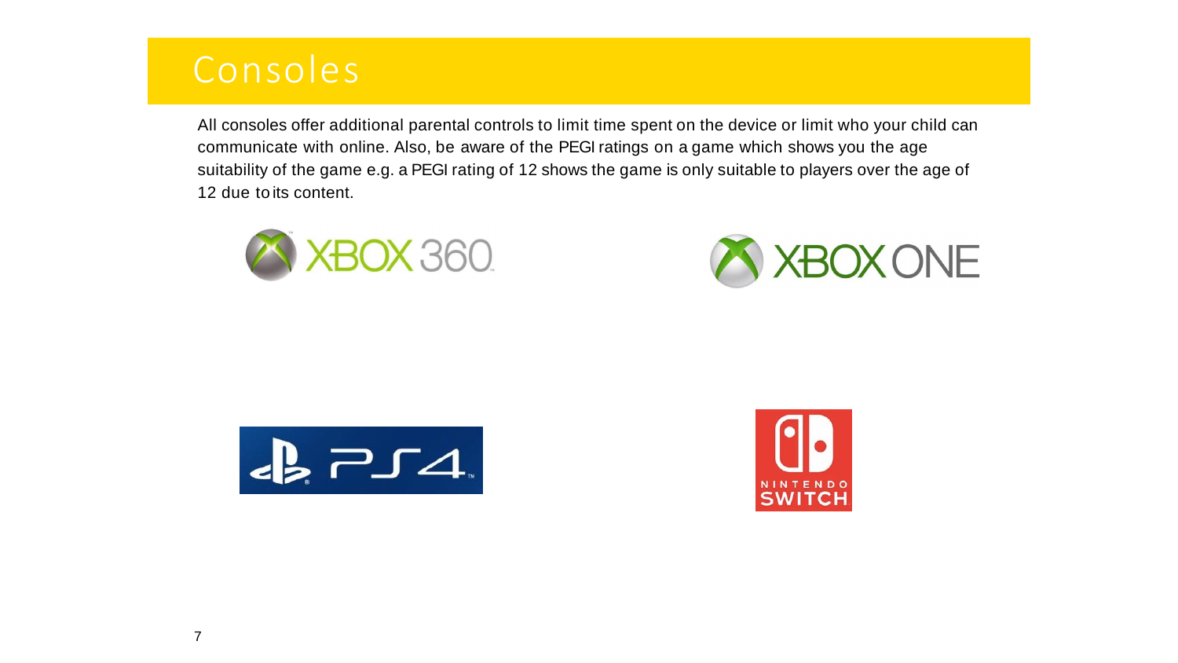# Consoles

All consoles offer additional parental controls to limit time spent on the device or limit who your child can communicate with online. Also, be aware of the PEGI ratings on a game which shows you the age suitability of the game e.g. a PEGI rating of 12 shows the game is only suitable to players over the age of 12 due to its content.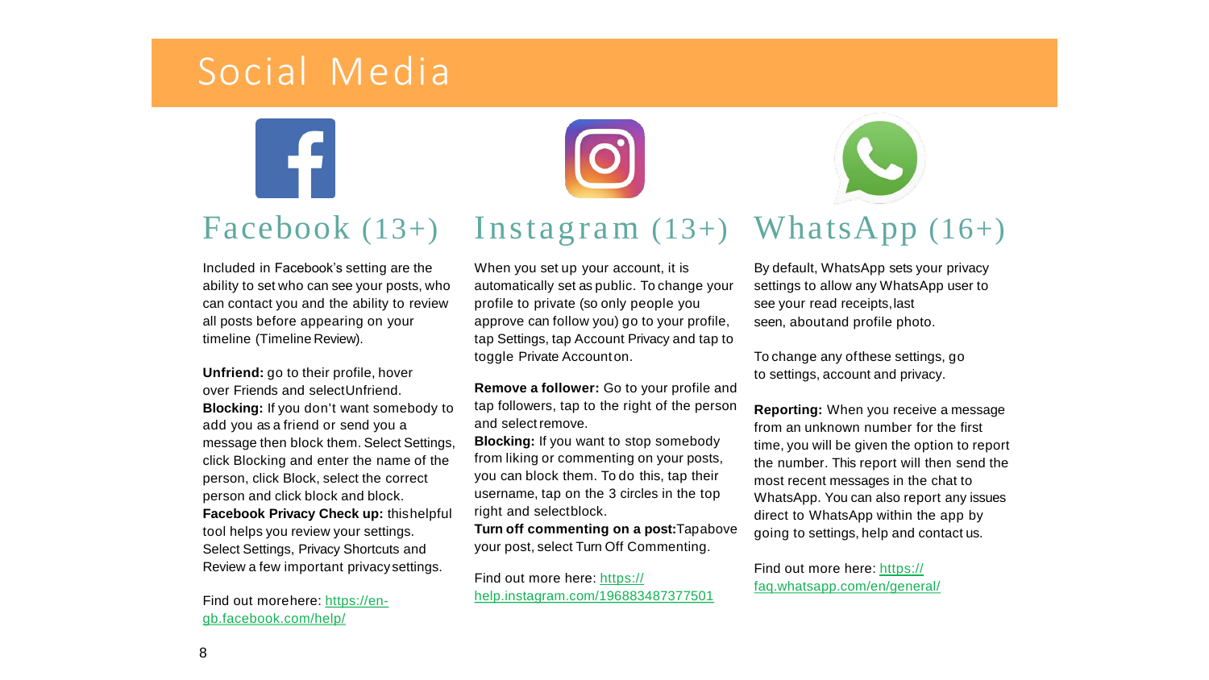# Social Media

## Facebook (13+)

Included in Facebook's setting are the ability to set who can see your posts, who can contact you and the ability to review all posts before appearing on your timeline (Timeline Review).

**Unfriend:** go to their profile, hover over Friends and select Unfriend.
**Blocking:** If you don't want somebody to add you as a friend or send you a message then block them. Select Settings, click Blocking and enter the name of the person, click Block, select the correct person and click block and block.
**Facebook Privacy Check up:** this helpful tool helps you review your settings. Select Settings, Privacy Shortcuts and Review a few important privacy settings.

Find out more here: https://en-gb.facebook.com/help/

## Instagram (13+)

When you set up your account, it is automatically set as public. To change your profile to private (so only people you approve can follow you) go to your profile, tap Settings, tap Account Privacy and tap to toggle Private Account on.

**Remove a follower:** Go to your profile and tap followers, tap to the right of the person and select remove.
**Blocking:** If you want to stop somebody from liking or commenting on your posts, you can block them. To do this, tap their username, tap on the 3 circles in the top right and select block.
**Turn off commenting on a post:** Tap above your post, select Turn Off Commenting.

Find out more here: https://help.instagram.com/196883487377501

## WhatsApp (16+)

By default, WhatsApp sets your privacy settings to allow any WhatsApp user to see your read receipts, last seen, about and profile photo.

To change any of these settings, go to settings, account and privacy.

**Reporting:** When you receive a message from an unknown number for the first time, you will be given the option to report the number. This report will then send the most recent messages in the chat to WhatsApp. You can also report any issues direct to WhatsApp within the app by going to settings, help and contact us.

Find out more here: https://faq.whatsapp.com/en/general/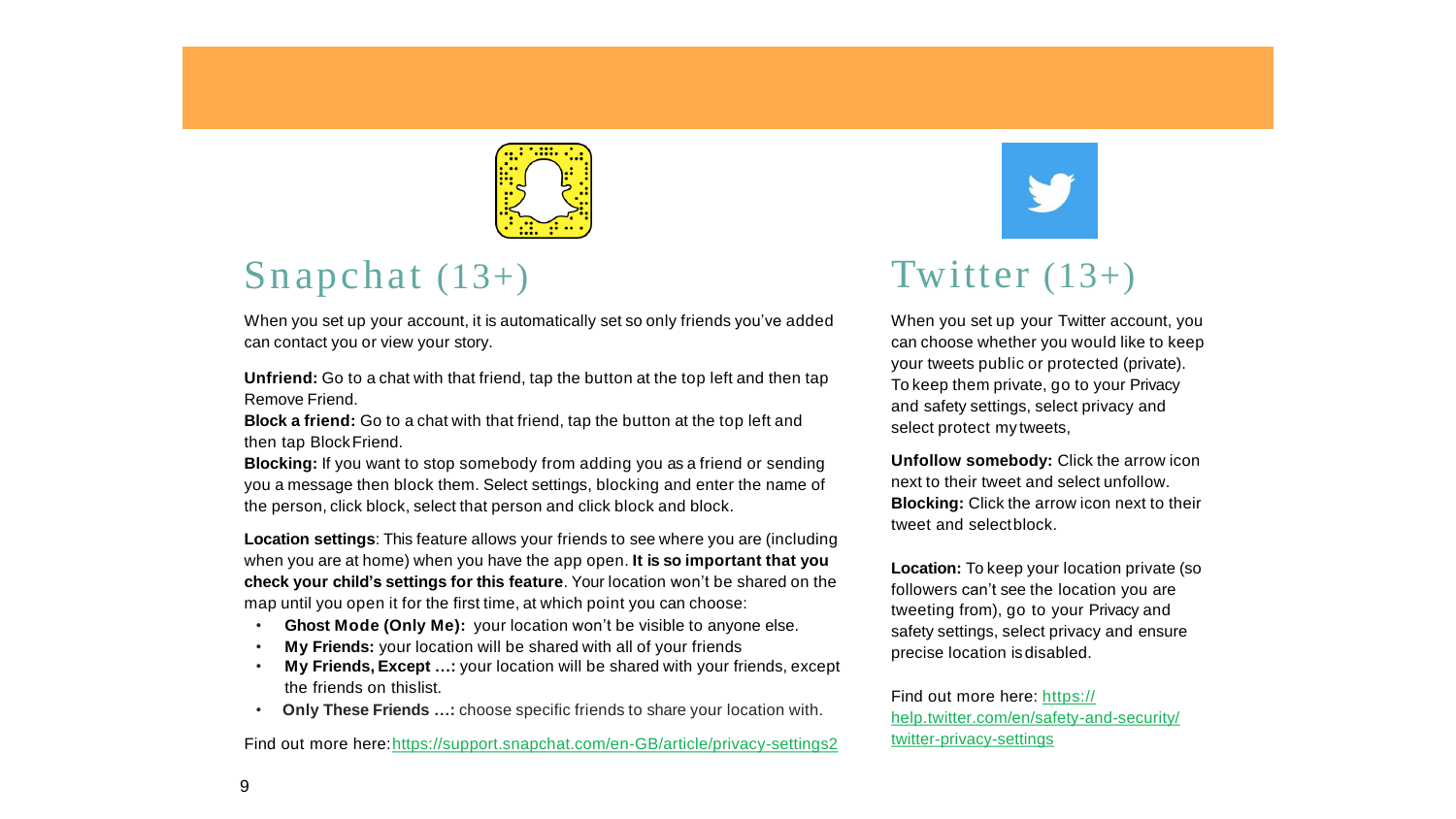## Snapchat (13+)

When you set up your account, it is automatically set so only friends you've added can contact you or view your story.

**Unfriend:** Go to a chat with that friend, tap the button at the top left and then tap Remove Friend.
**Block a friend:** Go to a chat with that friend, tap the button at the top left and then tap Block Friend.
**Blocking:** If you want to stop somebody from adding you as a friend or sending you a message then block them. Select settings, blocking and enter the name of the person, click block, select that person and click block and block.

**Location settings**: This feature allows your friends to see where you are (including when you are at home) when you have the app open. **It is so important that you check your child's settings for this feature**. Your location won't be shared on the map until you open it for the first time, at which point you can choose:

- **Ghost Mode (Only Me):** your location won't be visible to anyone else.
- **My Friends:** your location will be shared with all of your friends
- **My Friends, Except …:** your location will be shared with your friends, except the friends on this list.
- **Only These Friends …:** choose specific friends to share your location with.

Find out more here: https://support.snapchat.com/en-GB/article/privacy-settings2

## Twitter (13+)

When you set up your Twitter account, you can choose whether you would like to keep your tweets public or protected (private). To keep them private, go to your Privacy and safety settings, select privacy and select protect my tweets,

**Unfollow somebody:** Click the arrow icon next to their tweet and select unfollow.
**Blocking:** Click the arrow icon next to their tweet and select block.

**Location:** To keep your location private (so followers can't see the location you are tweeting from), go to your Privacy and safety settings, select privacy and ensure precise location is disabled.

Find out more here: https://help.twitter.com/en/safety-and-security/twitter-privacy-settings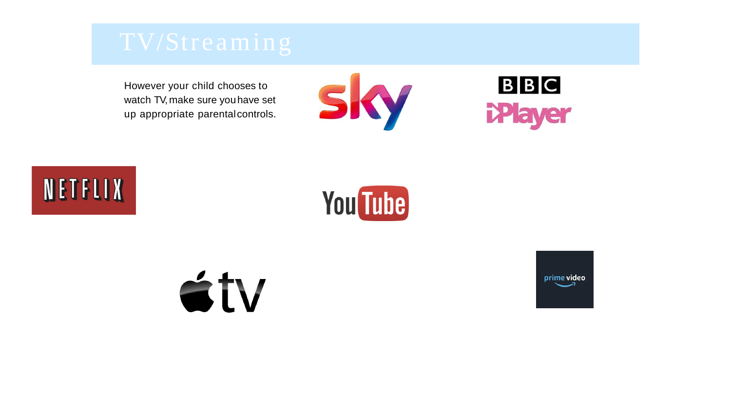# TV/Streaming

However your child chooses to watch TV, make sure you have set up appropriate parental controls.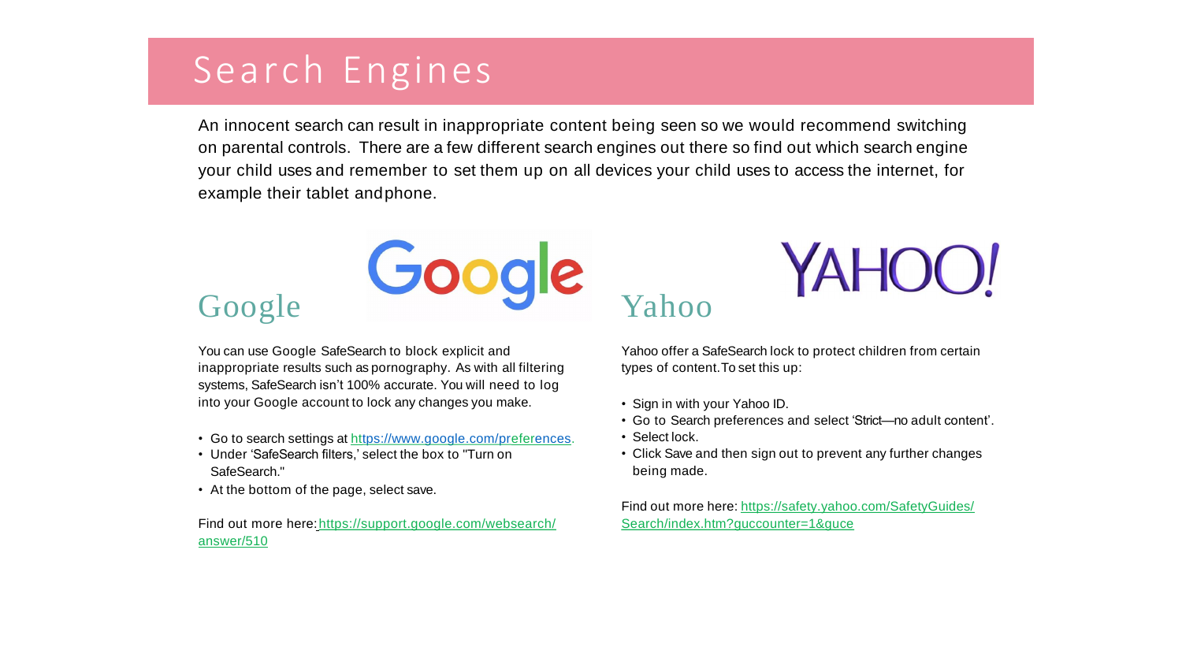# Search Engines

An innocent search can result in inappropriate content being seen so we would recommend switching on parental controls. There are a few different search engines out there so find out which search engine your child uses and remember to set them up on all devices your child uses to access the internet, for example their tablet and phone.

## Google

You can use Google SafeSearch to block explicit and inappropriate results such as pornography. As with all filtering systems, SafeSearch isn't 100% accurate. You will need to log into your Google account to lock any changes you make.

- Go to search settings at https://www.google.com/preferences.
- Under 'SafeSearch filters,' select the box to "Turn on SafeSearch."
- At the bottom of the page, select save.

Find out more here: https://support.google.com/websearch/answer/510

## Yahoo

Yahoo offer a SafeSearch lock to protect children from certain types of content. To set this up:

- Sign in with your Yahoo ID.
- Go to Search preferences and select 'Strict—no adult content'.
- Select lock.
- Click Save and then sign out to prevent any further changes being made.

Find out more here: https://safety.yahoo.com/SafetyGuides/Search/index.htm?guccounter=1&guce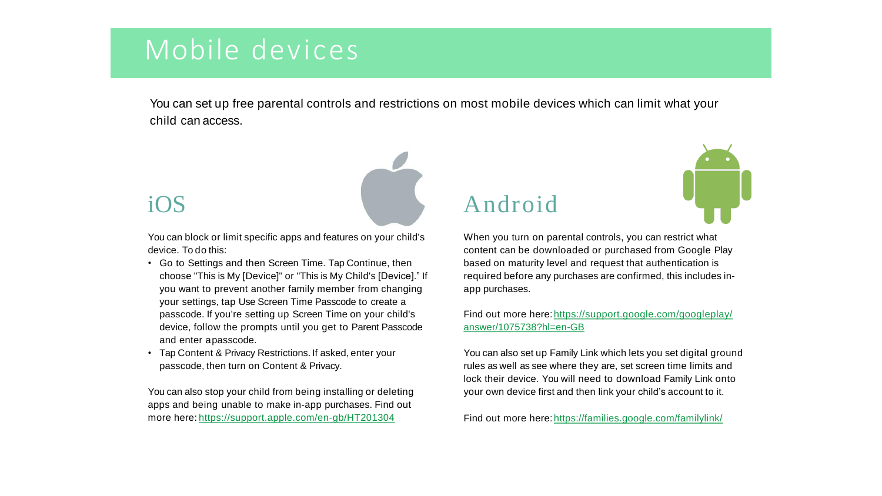# Mobile devices

You can set up free parental controls and restrictions on most mobile devices which can limit what your child can access.

## iOS

You can block or limit specific apps and features on your child's device. To do this:

- Go to Settings and then Screen Time. Tap Continue, then choose "This is My [Device]" or "This is My Child's [Device]." If you want to prevent another family member from changing your settings, tap Use Screen Time Passcode to create a passcode. If you're setting up Screen Time on your child's device, follow the prompts until you get to Parent Passcode and enter a passcode.
- Tap Content & Privacy Restrictions. If asked, enter your passcode, then turn on Content & Privacy.

You can also stop your child from being installing or deleting apps and being unable to make in-app purchases. Find out more here: https://support.apple.com/en-gb/HT201304

## Android

When you turn on parental controls, you can restrict what content can be downloaded or purchased from Google Play based on maturity level and request that authentication is required before any purchases are confirmed, this includes in-app purchases.

Find out more here: https://support.google.com/googleplay/answer/1075738?hl=en-GB

You can also set up Family Link which lets you set digital ground rules as well as see where they are, set screen time limits and lock their device. You will need to download Family Link onto your own device first and then link your child's account to it.

Find out more here: https://families.google.com/familylink/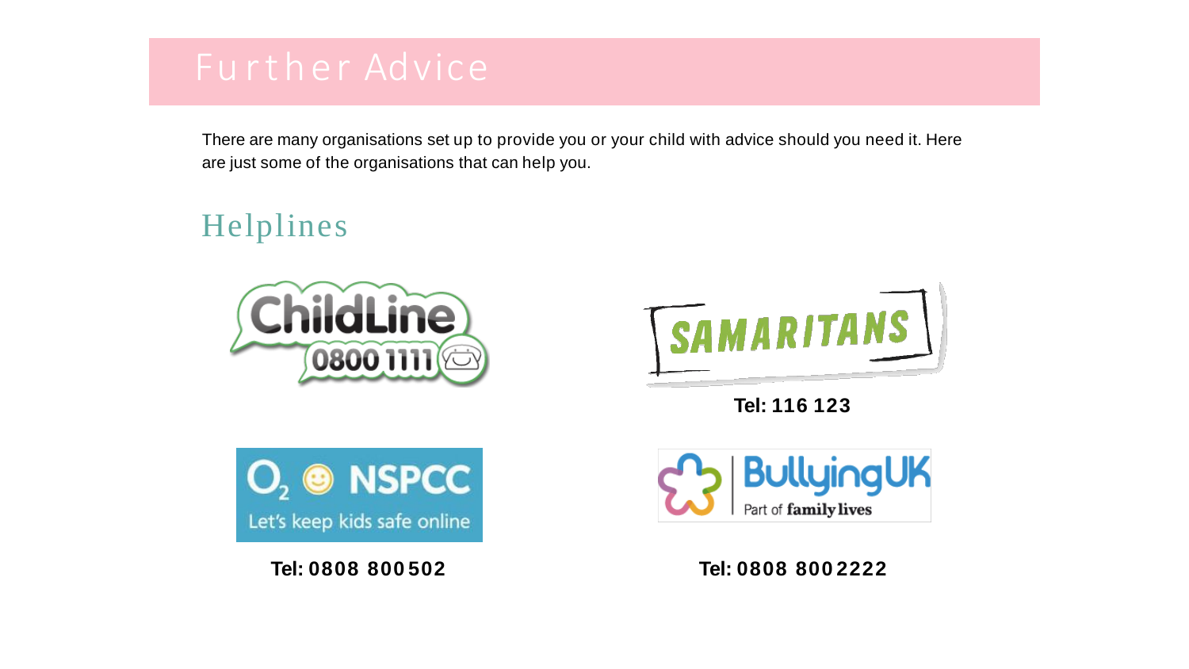# Further Advice

There are many organisations set up to provide you or your child with advice should you need it. Here are just some of the organisations that can help you.

## Helplines

ChildLine 0800 1111

SAMARITANS

**Tel: 116 123**

O2 NSPCC Let's keep kids safe online

**Tel: 0808 800 502**

BullyingUK Part of family lives

**Tel: 0808 800 2222**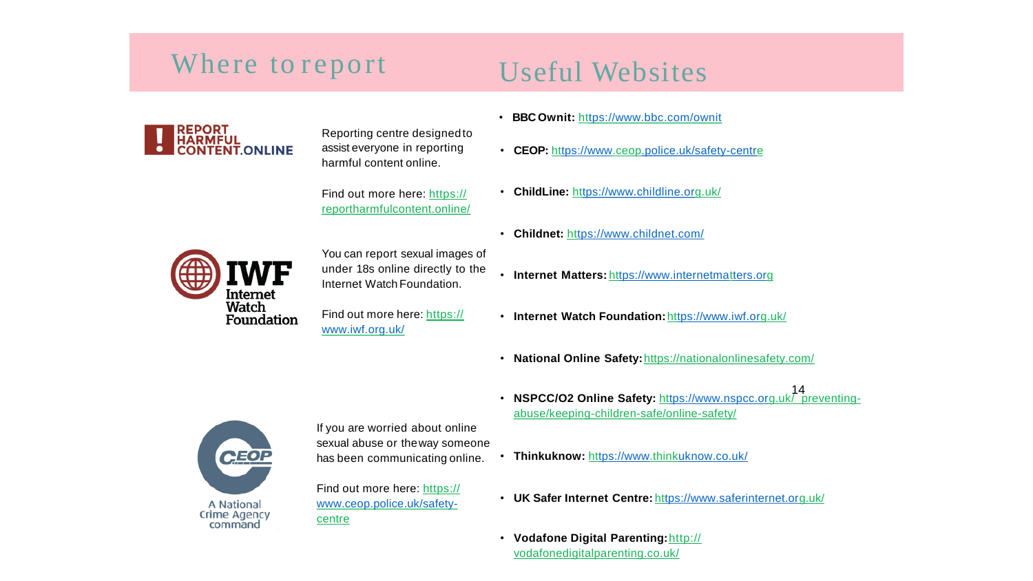## Where to report

REPORT HARMFUL CONTENT.ONLINE

Reporting centre designed to assist everyone in reporting harmful content online.

Find out more here: https://reportharmfulcontent.online/

IWF Internet Watch Foundation

You can report sexual images of under 18s online directly to the Internet Watch Foundation.

Find out more here: https://www.iwf.org.uk/

CEOP A National Crime Agency command

If you are worried about online sexual abuse or the way someone has been communicating online.

Find out more here: https://www.ceop.police.uk/safety-centre

## Useful Websites

- **BBC Ownit:** https://www.bbc.com/ownit
- **CEOP:** https://www.ceop.police.uk/safety-centre
- **ChildLine:** https://www.childline.org.uk/
- **Childnet:** https://www.childnet.com/
- **Internet Matters:** https://www.internetmatters.org
- **Internet Watch Foundation:** https://www.iwf.org.uk/
- **National Online Safety:** https://nationalonlinesafety.com/
- **NSPCC/O2 Online Safety:** https://www.nspcc.org.uk/ preventing-abuse/keeping-children-safe/online-safety/
- **Thinkuknow:** https://www.thinkuknow.co.uk/
- **UK Safer Internet Centre:** https://www.saferinternet.org.uk/
- **Vodafone Digital Parenting:** http://vodafonedigitalparenting.co.uk/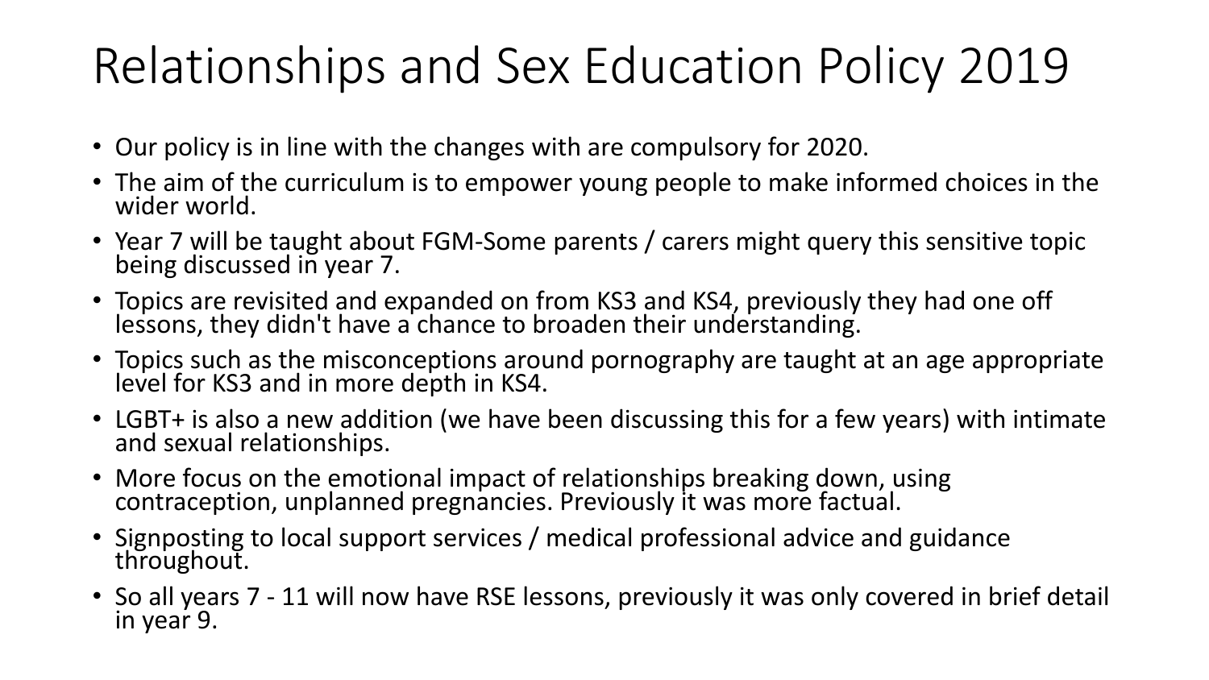# Relationships and Sex Education Policy 2019

- Our policy is in line with the changes with are compulsory for 2020.
- The aim of the curriculum is to empower young people to make informed choices in the wider world.
- Year 7 will be taught about FGM-Some parents / carers might query this sensitive topic being discussed in year 7.
- Topics are revisited and expanded on from KS3 and KS4, previously they had one off lessons, they didn't have a chance to broaden their understanding.
- Topics such as the misconceptions around pornography are taught at an age appropriate level for KS3 and in more depth in KS4.
- LGBT+ is also a new addition (we have been discussing this for a few years) with intimate and sexual relationships.
- More focus on the emotional impact of relationships breaking down, using contraception, unplanned pregnancies. Previously it was more factual.
- Signposting to local support services / medical professional advice and guidance throughout.
- So all years 7 - 11 will now have RSE lessons, previously it was only covered in brief detail in year 9.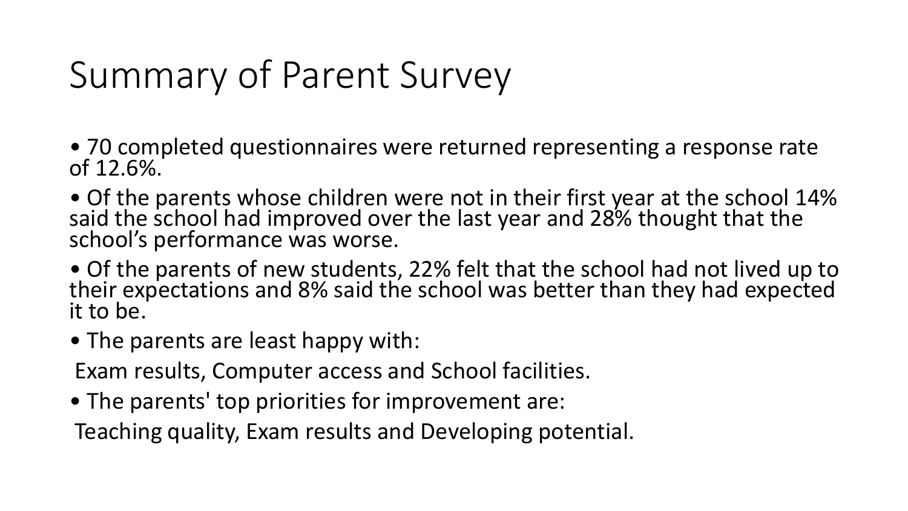# Summary of Parent Survey

- 70 completed questionnaires were returned representing a response rate of 12.6%.
- Of the parents whose children were not in their first year at the school 14% said the school had improved over the last year and 28% thought that the school's performance was worse.
- Of the parents of new students, 22% felt that the school had not lived up to their expectations and 8% said the school was better than they had expected it to be.
- The parents are least happy with:

Exam results, Computer access and School facilities.

- The parents' top priorities for improvement are:

Teaching quality, Exam results and Developing potential.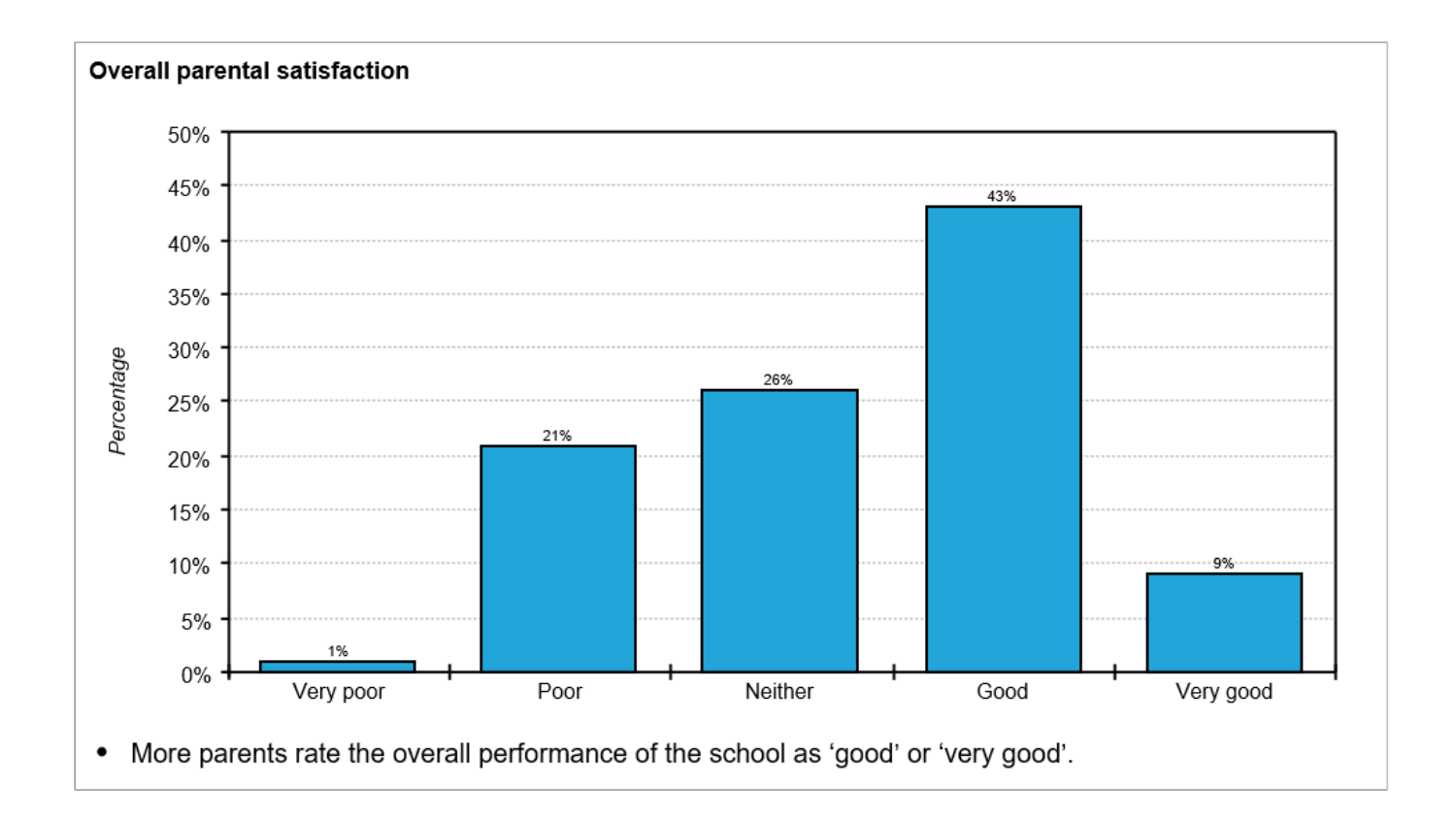**Overall parental satisfaction**

| | Very poor | Poor | Neither | Good | Very good |
|---|---|---|---|---|---|
| Percentage | 1% | 21% | 26% | 43% | 9% |

- More parents rate the overall performance of the school as ‘good’ or ‘very good’.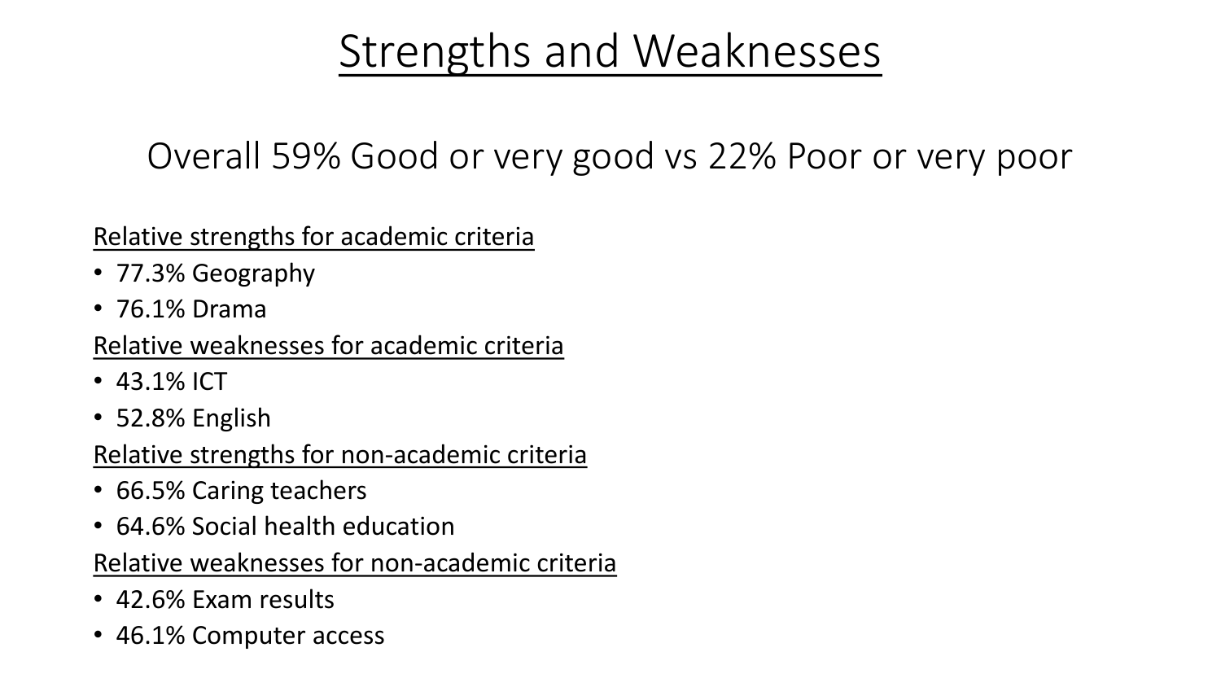# Strengths and Weaknesses

## Overall 59% Good or very good vs 22% Poor or very poor

Relative strengths for academic criteria

- 77.3% Geography
- 76.1% Drama

Relative weaknesses for academic criteria

- 43.1% ICT
- 52.8% English

Relative strengths for non-academic criteria

- 66.5% Caring teachers
- 64.6% Social health education

Relative weaknesses for non-academic criteria

- 42.6% Exam results
- 46.1% Computer access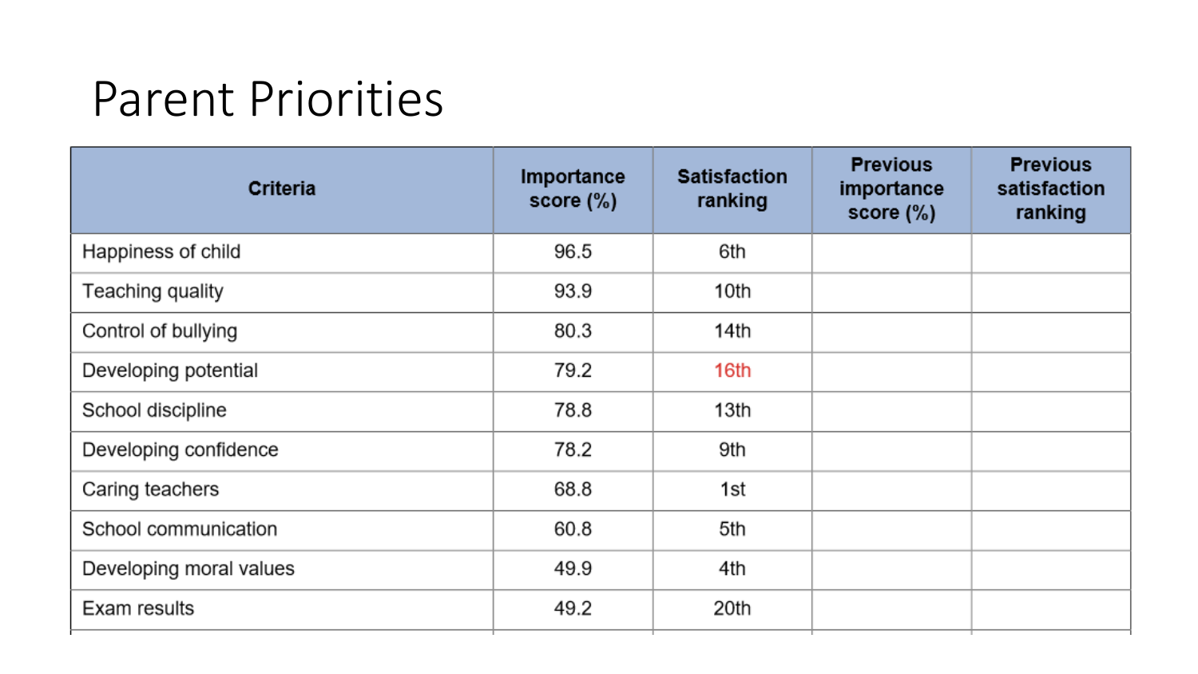# Parent Priorities

| Criteria | Importance score (%) | Satisfaction ranking | Previous importance score (%) | Previous satisfaction ranking |
|---|---|---|---|---|
| Happiness of child | 96.5 | 6th | | |
| Teaching quality | 93.9 | 10th | | |
| Control of bullying | 80.3 | 14th | | |
| Developing potential | 79.2 | 16th | | |
| School discipline | 78.8 | 13th | | |
| Developing confidence | 78.2 | 9th | | |
| Caring teachers | 68.8 | 1st | | |
| School communication | 60.8 | 5th | | |
| Developing moral values | 49.9 | 4th | | |
| Exam results | 49.2 | 20th | | |